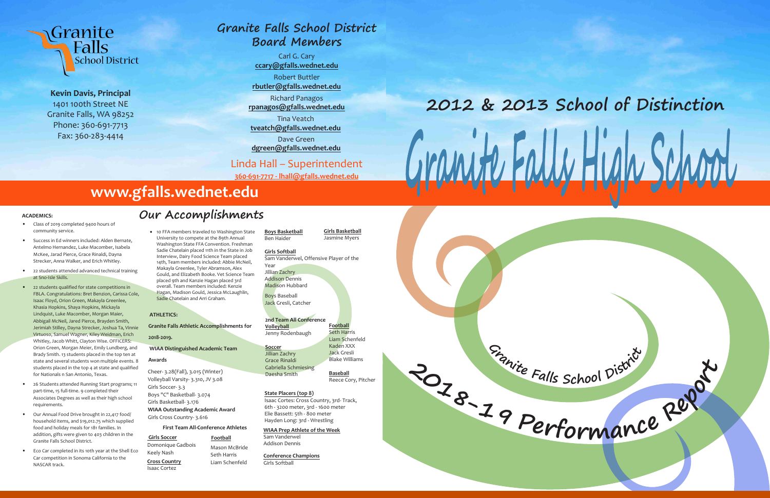Granite Falls School District

**Kevin Davis, Principal**
1401 100th Street NE
Granite Falls, WA 98252
Phone: 360-691-7713
Fax: 360-283-4414

## Granite Falls School District Board Members

Carl G. Cary
ccary@gfalls.wednet.edu

Robert Buttler
rbutler@gfalls.wednet.edu

Richard Panagos
rpanagos@gfalls.wednet.edu

Tina Veatch
tveatch@gfalls.wednet.edu

Dave Green
dgreen@gfalls.wednet.edu

Linda Hall – Superintendent
360-691-7717 - lhall@gfalls.wednet.edu

# www.gfalls.wednet.edu

## Our Accomplishments

**ACADEMICS:**

- Class of 2019 completed 9400 hours of community service.
- Success in Ed winners included: Alden Bernate, Antelmo Hernandez, Luke Macomber, Isabela McKee, Jarad Pierce, Grace Rinaldi, Dayna Strecker, Anna Walker, and Erich Whitley.
- 22 students attended advanced technical training at Sno-Isle Skills.
- 22 students qualified for state competitions in FBLA. Congratulations: Bret Benzion, Carissa Cole, Isaac Floyd, Orion Green, Makayla Greenlee, Khasia Hopkins, Shaya Hopkins, Mickayla Lindquist, Luke Macomber, Morgan Maier, Abbigail McNeil, Jared Pierce, Brayden Smith, Jerimiah Stilley, Dayna Strecker, Joshua Ta, Vinnie Virtuoso, Samuel Wagner, Kiley Weidman, Erich Whitley, Jacob Whitt, Clayton Wise. OFFICERS: Orion Green, Morgan Meier, Emily Lundberg, and Brady Smith. 13 students placed in the top ten at state and several students won multiple events. 8 students placed in the top 4 at state and qualified for Nationals n San Antonio, Texas.
- 26 Students attended Running Start programs; 11 part-time, 15 full-time. 9 completed their Associates Degrees as well as their high school requirements.
- Our Annual Food Drive brought in 22,417 food/household items, and $19,012.75 which supplied food and holiday meals for 181 families. In addition, gifts were given to 403 children in the Granite Falls School District.
- Eco Car completed in its 10th year at the Shell Eco Car competition in Sonoma California to the NASCAR track.
- 10 FFA members traveled to Washington State University to compete at the 89th Annual Washington State FFA Convention. Freshman Sadie Chatelain placed 11th in the State in Job Interview, Dairy Food Science Team placed 14th, Team members included: Abbie McNeil, Makayla Greenlee, Tyler Abramson, Alex Gould, and Elizabeth Booke. Vet Science Team placed 9th and Kanzie Hagan placed 3rd overall. Team members included: Kenzie Hagan, Madison Gould, Jessica McLaughlin, Sadie Chatelain and Arri Graham.

**ATHLETICS:**

**Granite Falls Athletic Accomplishments for 2018-2019.**

**WIAA Distinguished Academic Team Awards**

Cheer- 3.28(Fall), 3.015 (Winter)
Volleyball Varsity- 3.310, JV 3.08
Girls Soccer- 3.3
Boys "C" Basketball- 3.074
Girls Basketball- 3.176

**WIAA Outstanding Academic Award**
Girls Cross Country- 3.616

**First Team All-Conference Athletes**

Girls Soccer
Domonique Gadbois
Keely Nash

Cross Country
Isaac Cortez

Football
Mason McBride
Seth Harris
Liam Schenfeld

Boys Basketball
Ben Haider

Girls Basketball
Jasmine Myers

Girls Softball
Sam Vanderwel, Offensive Player of the Year
Jillian Zachry
Addison Dennis
Madison Hubbard

Boys Baseball
Jack Gresli, Catcher

**2nd Team All Conference**

Volleyball
Jenny Rodenbaugh

Soccer
Jillian Zachry
Grace Rinaldi
Gabriella Schmiesing
Daesha Smith

Football
Seth Harris
Liam Schenfeld
Kaden XXX
Jack Gresli
Blake Williams

Baseball
Reece Cory, Pitcher

**State Placers (top 8)**
Isaac Cortes: Cross Country, 3rd- Track, 6th - 3200 meter, 3rd - 1600 meter
Elie Bassett: 5th - 800 meter
Hayden Long: 3rd - Wrestling

**WIAA Prep Athlete of the Week**
Sam Vanderwel
Addison Dennis

**Conference Champions**
Girls Softball

# 2012 & 2013 School of Distinction

# Granite Falls High School

Granite Falls School District

2018-19 Performance Report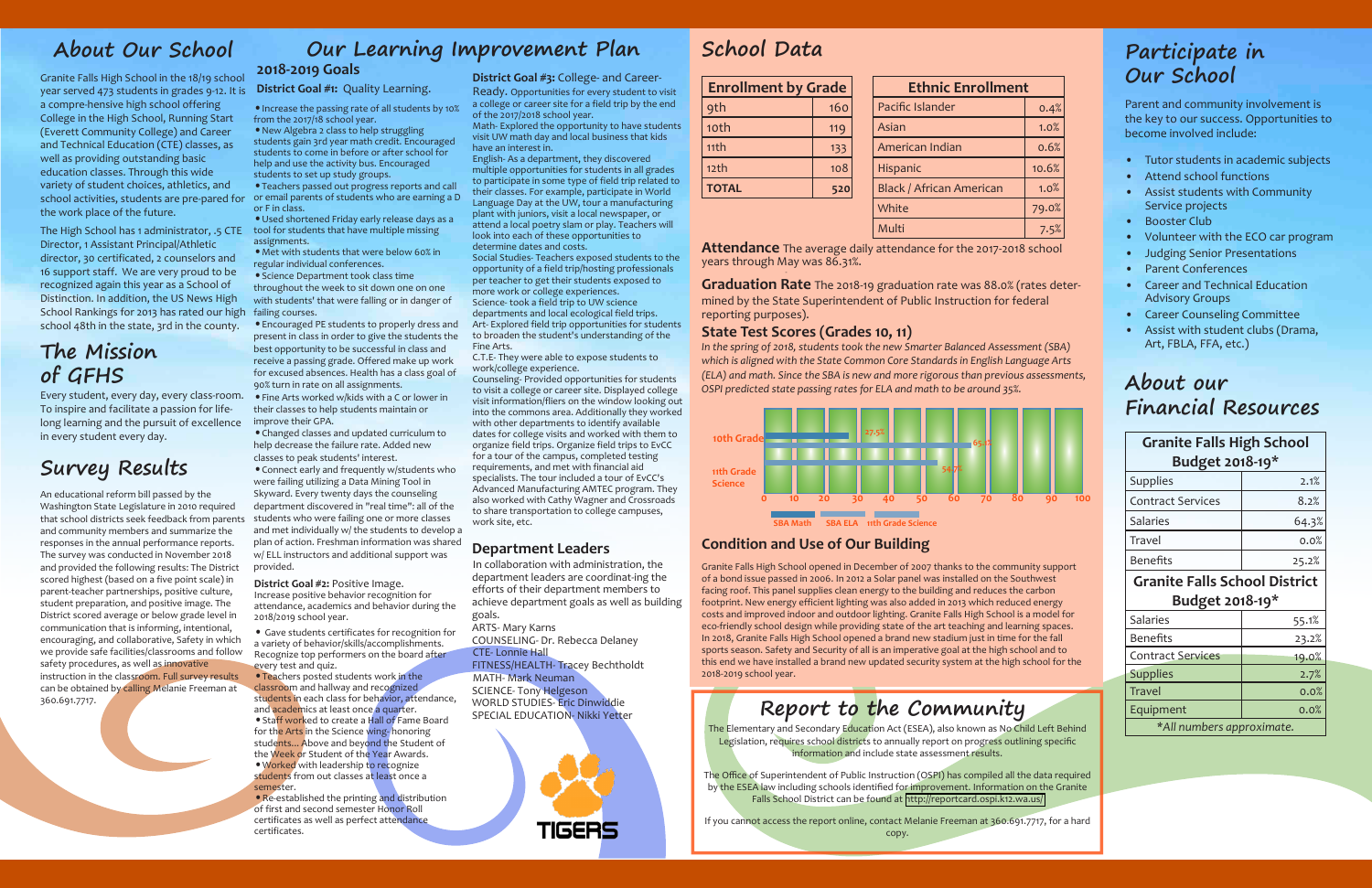## About Our School

Granite Falls High School in the 18/19 school year served 473 students in grades 9-12. It is a compre-hensive high school offering College in the High School, Running Start (Everett Community College) and Career and Technical Education (CTE) classes, as well as providing outstanding basic education classes. Through this wide variety of student choices, athletics, and school activities, students are pre-pared for the work place of the future.

The High School has 1 administrator, .5 CTE Director, 1 Assistant Principal/Athletic director, 30 certificated, 2 counselors and 16 support staff. We are very proud to be recognized again this year as a School of Distinction. In addition, the US News High School Rankings for 2013 has rated our high school 48th in the state, 3rd in the county.

## The Mission of GFHS

Every student, every day, every class-room. To inspire and facilitate a passion for life-long learning and the pursuit of excellence in every student every day.

## Survey Results

An educational reform bill passed by the Washington State Legislature in 2010 required that school districts seek feedback from parents and community members and summarize the responses in the annual performance reports. The survey was conducted in November 2018 and provided the following results: The District scored highest (based on a five point scale) in parent-teacher partnerships, positive culture, student preparation, and positive image. The District scored average or below grade level in communication that is informing, intentional, encouraging, and collaborative, Safety in which we provide safe facilities/classrooms and follow safety procedures, as well as innovative instruction in the classroom. Full survey results can be obtained by calling Melanie Freeman at 360.691.7717.

## Our Learning Improvement Plan

### 2018-2019 Goals

**District Goal #1:** Quality Learning.

- Increase the passing rate of all students by 10% from the 2017/18 school year.
- New Algebra 2 class to help struggling students gain 3rd year math credit. Encouraged students to come in before or after school for help and use the activity bus. Encouraged students to set up study groups.
- Teachers passed out progress reports and call or email parents of students who are earning a D or F in class.
- Used shortened Friday early release days as a tool for students that have multiple missing assignments.
- Met with students that were below 60% in regular individual conferences.
- Science Department took class time throughout the week to sit down one on one with students' that were falling or in danger of failing courses.
- Encouraged PE students to properly dress and present in class in order to give the students the best opportunity to be successful in class and receive a passing grade. Offered make up work for excused absences. Health has a class goal of 90% turn in rate on all assignments.
- Fine Arts worked w/kids with a C or lower in their classes to help students maintain or improve their GPA.
- Changed classes and updated curriculum to help decrease the failure rate. Added new classes to peak students' interest.
- Connect early and frequently w/students who were failing utilizing a Data Mining Tool in Skyward. Every twenty days the counseling department discovered in "real time": all of the students who were failing one or more classes and met individually w/ the students to develop a plan of action. Freshman information was shared w/ ELL instructors and additional support was provided.

**District Goal #2:** Positive Image.
Increase positive behavior recognition for attendance, academics and behavior during the 2018/2019 school year.

- Gave students certificates for recognition for a variety of behavior/skills/accomplishments. Recognize top performers on the board after every test and quiz.
- Teachers posted students work in the classroom and hallway and recognized students in each class for behavior, attendance, and academics at least once a quarter.
- Staff worked to create a Hall of Fame Board for the Arts in the Science wing- honoring students... Above and beyond the Student of the Week or Student of the Year Awards.
- Worked with leadership to recognize students from out classes at least once a semester.
- Re-established the printing and distribution of first and second semester Honor Roll certificates as well as perfect attendance certificates.

**District Goal #3:** College- and Career-Ready. Opportunities for every student to visit a college or career site for a field trip by the end of the 2017/2018 school year.

Math- Explored the opportunity to have students visit UW math day and local business that kids have an interest in.

English- As a department, they discovered multiple opportunities for students in all grades to participate in some type of field trip related to their classes. For example, participate in World Language Day at the UW, tour a manufacturing plant with juniors, visit a local newspaper, or attend a local poetry slam or play. Teachers will look into each of these opportunities to determine dates and costs.

Social Studies- Teachers exposed students to the opportunity of a field trip/hosting professionals per teacher to get their students exposed to more work or college experiences.

Science- took a field trip to UW science departments and local ecological field trips.

Art- Explored field trip opportunities for students to broaden the student's understanding of the Fine Arts.

C.T.E- They were able to expose students to work/college experience.

Counseling- Provided opportunities for students to visit a college or career site. Displayed college visit information/fliers on the window looking out into the commons area. Additionally they worked with other departments to identify available dates for college visits and worked with them to organize field trips. Organize field trips to EvCC for a tour of the campus, completed testing requirements, and met with financial aid specialists. The tour included a tour of EvCC's Advanced Manufacturing AMTEC program. They also worked with Cathy Wagner and Crossroads to share transportation to college campuses, work site, etc.

### Department Leaders

In collaboration with administration, the department leaders are coordinat-ing the efforts of their department members to achieve department goals as well as building goals.

ARTS- Mary Karns
COUNSELING- Dr. Rebecca Delaney
CTE- Lonnie Hall
FITNESS/HEALTH- Tracey Bechtholdt
MATH- Mark Neuman
SCIENCE- Tony Helgeson
WORLD STUDIES- Eric Dinwiddie
SPECIAL EDUCATION- Nikki Yetter

TIGERS

## School Data

| Enrollment by Grade | |
|---|---|
| 9th | 160 |
| 10th | 119 |
| 11th | 133 |
| 12th | 108 |
| **TOTAL** | **520** |

| Ethnic Enrollment | |
|---|---|
| Pacific Islander | 0.4% |
| Asian | 1.0% |
| American Indian | 0.6% |
| Hispanic | 10.6% |
| Black / African American | 1.0% |
| White | 79.0% |
| Multi | 7.5% |

**Attendance** The average daily attendance for the 2017-2018 school years through May was 86.31%.

**Graduation Rate** The 2018-19 graduation rate was 88.0% (rates deter-mined by the State Superintendent of Public Instruction for federal reporting purposes).

### State Test Scores (Grades 10, 11)

*In the spring of 2018, students took the new Smarter Balanced Assessment (SBA) which is aligned with the State Common Core Standards in English Language Arts (ELA) and math. Since the SBA is new and more rigorous than previous assessments, OSPI predicted state passing rates for ELA and math to be around 35%.*

10th Grade
11th Grade Science
27.5%
65.5%
54.7%
0 10 20 30 40 50 60 70 80 90 100
SBA Math SBA ELA 11th Grade Science

### Condition and Use of Our Building

Granite Falls High School opened in December of 2007 thanks to the community support of a bond issue passed in 2006. In 2012 a Solar panel was installed on the Southwest facing roof. This panel supplies clean energy to the building and reduces the carbon footprint. New energy efficient lighting was also added in 2013 which reduced energy costs and improved indoor and outdoor lighting. Granite Falls High School is a model for eco-friendly school design while providing state of the art teaching and learning spaces. In 2018, Granite Falls High School opened a brand new stadium just in time for the fall sports season. Safety and Security of all is an imperative goal at the high school and to this end we have installed a brand new updated security system at the high school for the 2018-2019 school year.

## Report to the Community

The Elementary and Secondary Education Act (ESEA), also known as No Child Left Behind Legislation, requires school districts to annually report on progress outlining specific information and include state assessment results.

The Office of Superintendent of Public Instruction (OSPI) has compiled all the data required by the ESEA law including schools identified for improvement. Information on the Granite Falls School District can be found at http://reportcard.ospi.k12.wa.us/

If you cannot access the report online, contact Melanie Freeman at 360.691.7717, for a hard copy.

## Participate in Our School

Parent and community involvement is the key to our success. Opportunities to become involved include:

- Tutor students in academic subjects
- Attend school functions
- Assist students with Community Service projects
- Booster Club
- Volunteer with the ECO car program
- Judging Senior Presentations
- Parent Conferences
- Career and Technical Education Advisory Groups
- Career Counseling Committee
- Assist with student clubs (Drama, Art, FBLA, FFA, etc.)

## About our Financial Resources

| Granite Falls High School Budget 2018-19* | |
|---|---|
| Supplies | 2.1% |
| Contract Services | 8.2% |
| Salaries | 64.3% |
| Travel | 0.0% |
| Benefits | 25.2% |
| **Granite Falls School District Budget 2018-19*** | |
| Salaries | 55.1% |
| Benefits | 23.2% |
| Contract Services | 19.0% |
| Supplies | 2.7% |
| Travel | 0.0% |
| Equipment | 0.0% |

*All numbers approximate.*